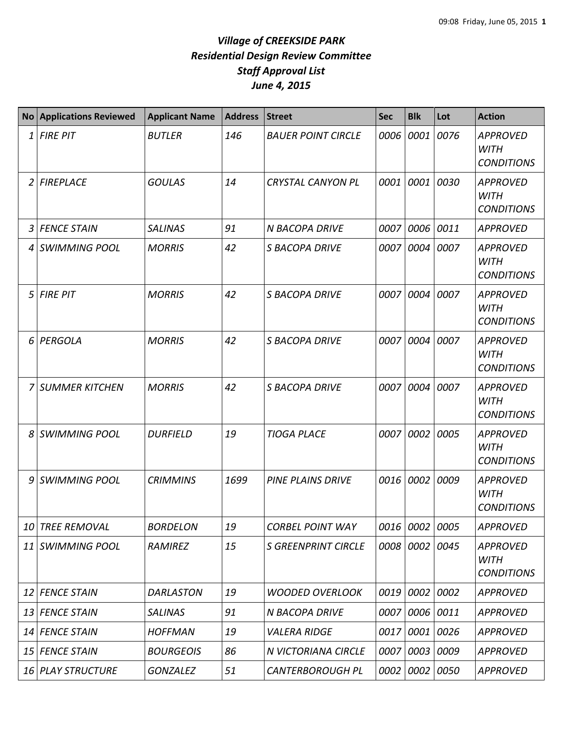# *Village of CREEKSIDE PARK*
## *Residential Design Review Committee*
## *Staff Approval List*
## *June 4, 2015*

| No | Applications Reviewed | Applicant Name | Address | Street | Sec | Blk | Lot | Action |
|---|---|---|---|---|---|---|---|---|
| 1 | *FIRE PIT* | *BUTLER* | *146* | *BAUER POINT CIRCLE* | *0006* | *0001* | *0076* | *APPROVED WITH CONDITIONS* |
| 2 | *FIREPLACE* | *GOULAS* | *14* | *CRYSTAL CANYON PL* | *0001* | *0001* | *0030* | *APPROVED WITH CONDITIONS* |
| 3 | *FENCE STAIN* | *SALINAS* | *91* | *N BACOPA DRIVE* | *0007* | *0006* | *0011* | *APPROVED* |
| 4 | *SWIMMING POOL* | *MORRIS* | *42* | *S BACOPA DRIVE* | *0007* | *0004* | *0007* | *APPROVED WITH CONDITIONS* |
| 5 | *FIRE PIT* | *MORRIS* | *42* | *S BACOPA DRIVE* | *0007* | *0004* | *0007* | *APPROVED WITH CONDITIONS* |
| 6 | *PERGOLA* | *MORRIS* | *42* | *S BACOPA DRIVE* | *0007* | *0004* | *0007* | *APPROVED WITH CONDITIONS* |
| 7 | *SUMMER KITCHEN* | *MORRIS* | *42* | *S BACOPA DRIVE* | *0007* | *0004* | *0007* | *APPROVED WITH CONDITIONS* |
| 8 | *SWIMMING POOL* | *DURFIELD* | *19* | *TIOGA PLACE* | *0007* | *0002* | *0005* | *APPROVED WITH CONDITIONS* |
| 9 | *SWIMMING POOL* | *CRIMMINS* | *1699* | *PINE PLAINS DRIVE* | *0016* | *0002* | *0009* | *APPROVED WITH CONDITIONS* |
| 10 | *TREE REMOVAL* | *BORDELON* | *19* | *CORBEL POINT WAY* | *0016* | *0002* | *0005* | *APPROVED* |
| 11 | *SWIMMING POOL* | *RAMIREZ* | *15* | *S GREENPRINT CIRCLE* | *0008* | *0002* | *0045* | *APPROVED WITH CONDITIONS* |
| 12 | *FENCE STAIN* | *DARLASTON* | *19* | *WOODED OVERLOOK* | *0019* | *0002* | *0002* | *APPROVED* |
| 13 | *FENCE STAIN* | *SALINAS* | *91* | *N BACOPA DRIVE* | *0007* | *0006* | *0011* | *APPROVED* |
| 14 | *FENCE STAIN* | *HOFFMAN* | *19* | *VALERA RIDGE* | *0017* | *0001* | *0026* | *APPROVED* |
| 15 | *FENCE STAIN* | *BOURGEOIS* | *86* | *N VICTORIANA CIRCLE* | *0007* | *0003* | *0009* | *APPROVED* |
| 16 | *PLAY STRUCTURE* | *GONZALEZ* | *51* | *CANTERBOROUGH PL* | *0002* | *0002* | *0050* | *APPROVED* |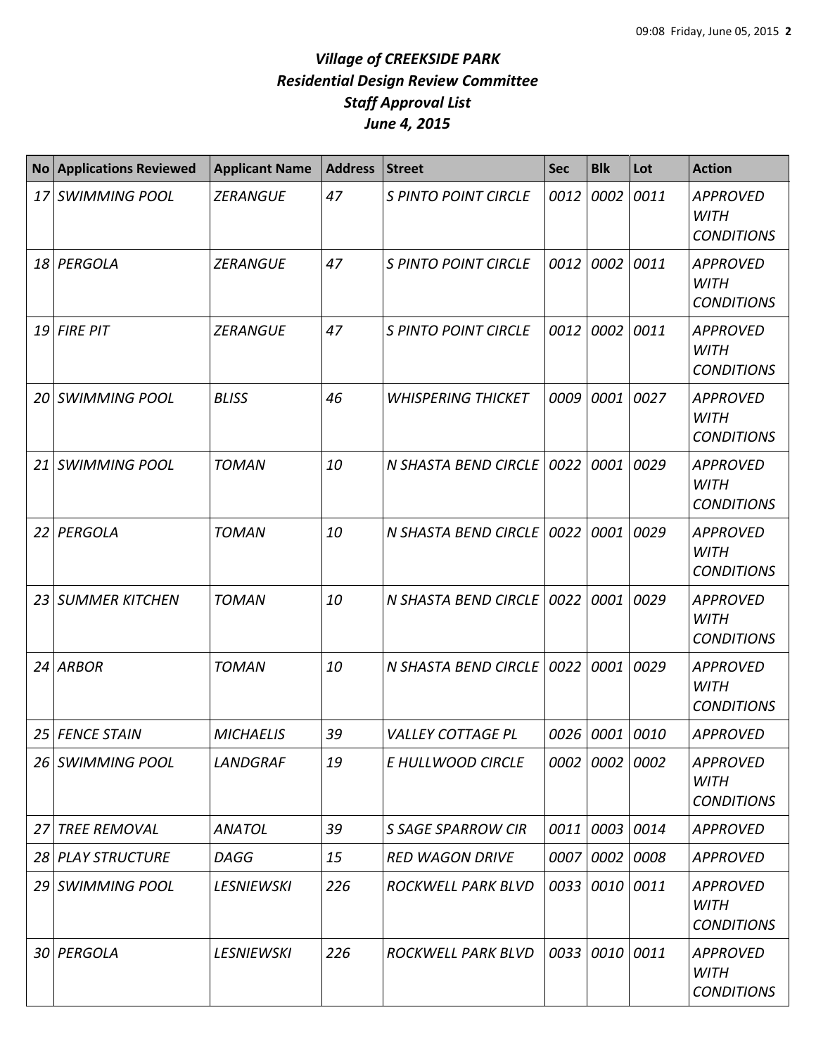# *Village of CREEKSIDE PARK*
## *Residential Design Review Committee*
## *Staff Approval List*
## *June 4, 2015*

| No | Applications Reviewed | Applicant Name | Address | Street | Sec | Blk | Lot | Action |
|---|---|---|---|---|---|---|---|---|
| *17* | *SWIMMING POOL* | *ZERANGUE* | *47* | *S PINTO POINT CIRCLE* | *0012* | *0002* | *0011* | *APPROVED WITH CONDITIONS* |
| *18* | *PERGOLA* | *ZERANGUE* | *47* | *S PINTO POINT CIRCLE* | *0012* | *0002* | *0011* | *APPROVED WITH CONDITIONS* |
| *19* | *FIRE PIT* | *ZERANGUE* | *47* | *S PINTO POINT CIRCLE* | *0012* | *0002* | *0011* | *APPROVED WITH CONDITIONS* |
| *20* | *SWIMMING POOL* | *BLISS* | *46* | *WHISPERING THICKET* | *0009* | *0001* | *0027* | *APPROVED WITH CONDITIONS* |
| *21* | *SWIMMING POOL* | *TOMAN* | *10* | *N SHASTA BEND CIRCLE* | *0022* | *0001* | *0029* | *APPROVED WITH CONDITIONS* |
| *22* | *PERGOLA* | *TOMAN* | *10* | *N SHASTA BEND CIRCLE* | *0022* | *0001* | *0029* | *APPROVED WITH CONDITIONS* |
| *23* | *SUMMER KITCHEN* | *TOMAN* | *10* | *N SHASTA BEND CIRCLE* | *0022* | *0001* | *0029* | *APPROVED WITH CONDITIONS* |
| *24* | *ARBOR* | *TOMAN* | *10* | *N SHASTA BEND CIRCLE* | *0022* | *0001* | *0029* | *APPROVED WITH CONDITIONS* |
| *25* | *FENCE STAIN* | *MICHAELIS* | *39* | *VALLEY COTTAGE PL* | *0026* | *0001* | *0010* | *APPROVED* |
| *26* | *SWIMMING POOL* | *LANDGRAF* | *19* | *E HULLWOOD CIRCLE* | *0002* | *0002* | *0002* | *APPROVED WITH CONDITIONS* |
| *27* | *TREE REMOVAL* | *ANATOL* | *39* | *S SAGE SPARROW CIR* | *0011* | *0003* | *0014* | *APPROVED* |
| *28* | *PLAY STRUCTURE* | *DAGG* | *15* | *RED WAGON DRIVE* | *0007* | *0002* | *0008* | *APPROVED* |
| *29* | *SWIMMING POOL* | *LESNIEWSKI* | *226* | *ROCKWELL PARK BLVD* | *0033* | *0010* | *0011* | *APPROVED WITH CONDITIONS* |
| *30* | *PERGOLA* | *LESNIEWSKI* | *226* | *ROCKWELL PARK BLVD* | *0033* | *0010* | *0011* | *APPROVED WITH CONDITIONS* |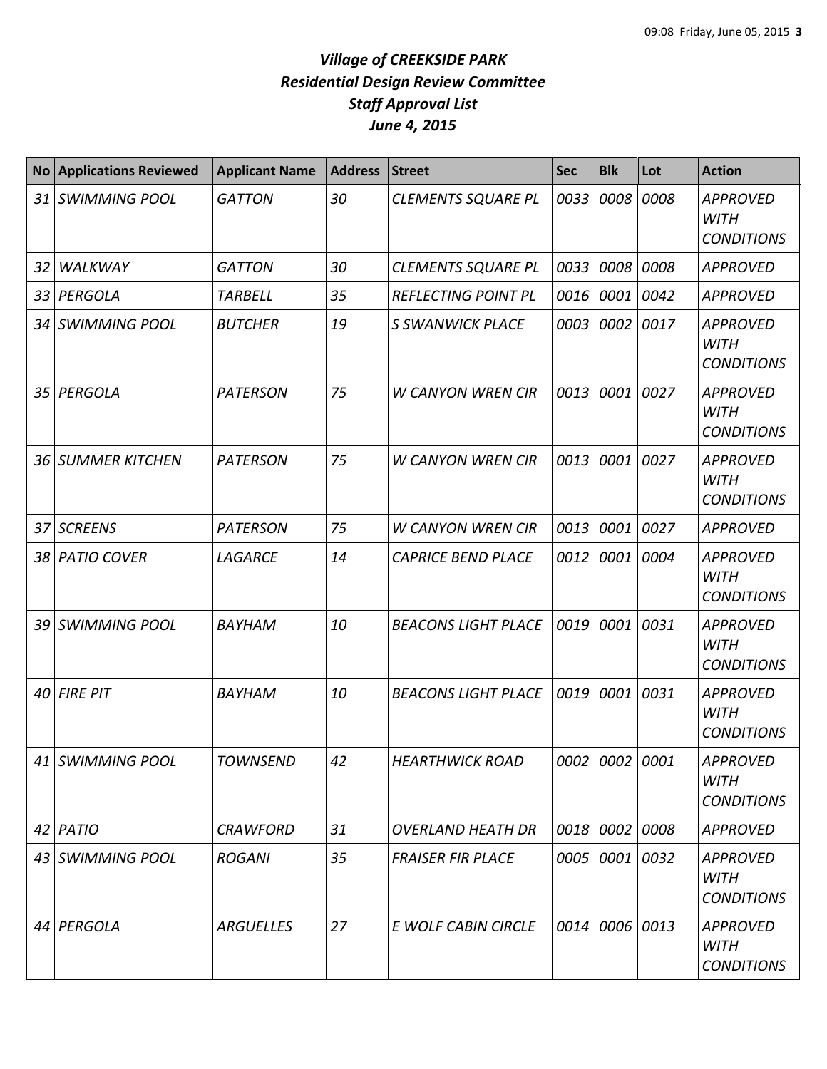# *Village of CREEKSIDE PARK*
## *Residential Design Review Committee*
## *Staff Approval List*
## *June 4, 2015*

| No | Applications Reviewed | Applicant Name | Address | Street | Sec | Blk | Lot | Action |
|---|---|---|---|---|---|---|---|---|
| *31* | *SWIMMING POOL* | *GATTON* | *30* | *CLEMENTS SQUARE PL* | *0033* | *0008* | *0008* | *APPROVED WITH CONDITIONS* |
| *32* | *WALKWAY* | *GATTON* | *30* | *CLEMENTS SQUARE PL* | *0033* | *0008* | *0008* | *APPROVED* |
| *33* | *PERGOLA* | *TARBELL* | *35* | *REFLECTING POINT PL* | *0016* | *0001* | *0042* | *APPROVED* |
| *34* | *SWIMMING POOL* | *BUTCHER* | *19* | *S SWANWICK PLACE* | *0003* | *0002* | *0017* | *APPROVED WITH CONDITIONS* |
| *35* | *PERGOLA* | *PATERSON* | *75* | *W CANYON WREN CIR* | *0013* | *0001* | *0027* | *APPROVED WITH CONDITIONS* |
| *36* | *SUMMER KITCHEN* | *PATERSON* | *75* | *W CANYON WREN CIR* | *0013* | *0001* | *0027* | *APPROVED WITH CONDITIONS* |
| *37* | *SCREENS* | *PATERSON* | *75* | *W CANYON WREN CIR* | *0013* | *0001* | *0027* | *APPROVED* |
| *38* | *PATIO COVER* | *LAGARCE* | *14* | *CAPRICE BEND PLACE* | *0012* | *0001* | *0004* | *APPROVED WITH CONDITIONS* |
| *39* | *SWIMMING POOL* | *BAYHAM* | *10* | *BEACONS LIGHT PLACE* | *0019* | *0001* | *0031* | *APPROVED WITH CONDITIONS* |
| *40* | *FIRE PIT* | *BAYHAM* | *10* | *BEACONS LIGHT PLACE* | *0019* | *0001* | *0031* | *APPROVED WITH CONDITIONS* |
| *41* | *SWIMMING POOL* | *TOWNSEND* | *42* | *HEARTHWICK ROAD* | *0002* | *0002* | *0001* | *APPROVED WITH CONDITIONS* |
| *42* | *PATIO* | *CRAWFORD* | *31* | *OVERLAND HEATH DR* | *0018* | *0002* | *0008* | *APPROVED* |
| *43* | *SWIMMING POOL* | *ROGANI* | *35* | *FRAISER FIR PLACE* | *0005* | *0001* | *0032* | *APPROVED WITH CONDITIONS* |
| *44* | *PERGOLA* | *ARGUELLES* | *27* | *E WOLF CABIN CIRCLE* | *0014* | *0006* | *0013* | *APPROVED WITH CONDITIONS* |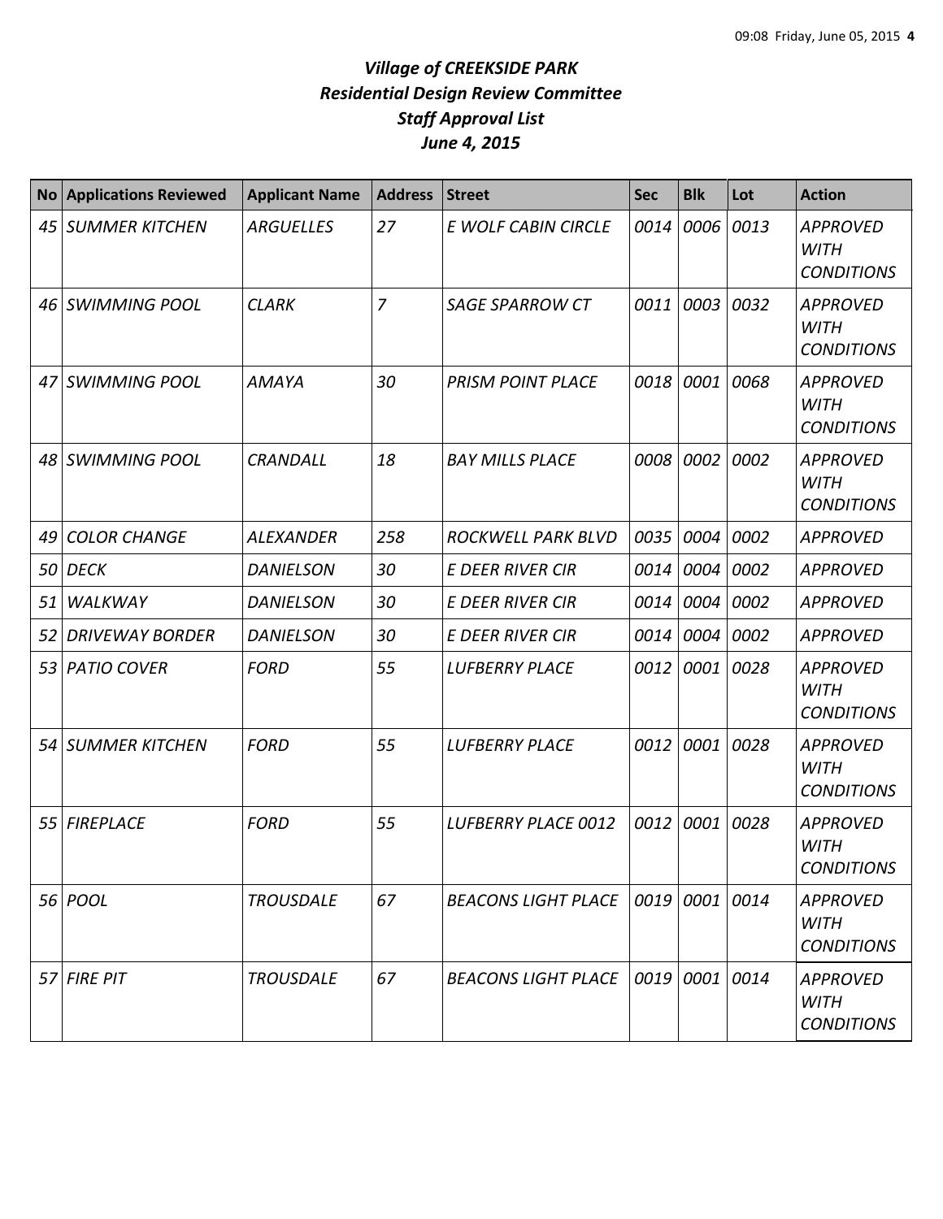# *Village of CREEKSIDE PARK*
## *Residential Design Review Committee*
## *Staff Approval List*
## *June 4, 2015*

| No | Applications Reviewed | Applicant Name | Address | Street | Sec | Blk | Lot | Action |
|---|---|---|---|---|---|---|---|---|
| *45* | *SUMMER KITCHEN* | *ARGUELLES* | *27* | *E WOLF CABIN CIRCLE* | *0014* | *0006* | *0013* | *APPROVED WITH CONDITIONS* |
| *46* | *SWIMMING POOL* | *CLARK* | *7* | *SAGE SPARROW CT* | *0011* | *0003* | *0032* | *APPROVED WITH CONDITIONS* |
| *47* | *SWIMMING POOL* | *AMAYA* | *30* | *PRISM POINT PLACE* | *0018* | *0001* | *0068* | *APPROVED WITH CONDITIONS* |
| *48* | *SWIMMING POOL* | *CRANDALL* | *18* | *BAY MILLS PLACE* | *0008* | *0002* | *0002* | *APPROVED WITH CONDITIONS* |
| *49* | *COLOR CHANGE* | *ALEXANDER* | *258* | *ROCKWELL PARK BLVD* | *0035* | *0004* | *0002* | *APPROVED* |
| *50* | *DECK* | *DANIELSON* | *30* | *E DEER RIVER CIR* | *0014* | *0004* | *0002* | *APPROVED* |
| *51* | *WALKWAY* | *DANIELSON* | *30* | *E DEER RIVER CIR* | *0014* | *0004* | *0002* | *APPROVED* |
| *52* | *DRIVEWAY BORDER* | *DANIELSON* | *30* | *E DEER RIVER CIR* | *0014* | *0004* | *0002* | *APPROVED* |
| *53* | *PATIO COVER* | *FORD* | *55* | *LUFBERRY PLACE* | *0012* | *0001* | *0028* | *APPROVED WITH CONDITIONS* |
| *54* | *SUMMER KITCHEN* | *FORD* | *55* | *LUFBERRY PLACE* | *0012* | *0001* | *0028* | *APPROVED WITH CONDITIONS* |
| *55* | *FIREPLACE* | *FORD* | *55* | *LUFBERRY PLACE 0012* | *0012* | *0001* | *0028* | *APPROVED WITH CONDITIONS* |
| *56* | *POOL* | *TROUSDALE* | *67* | *BEACONS LIGHT PLACE* | *0019* | *0001* | *0014* | *APPROVED WITH CONDITIONS* |
| *57* | *FIRE PIT* | *TROUSDALE* | *67* | *BEACONS LIGHT PLACE* | *0019* | *0001* | *0014* | *APPROVED WITH CONDITIONS* |